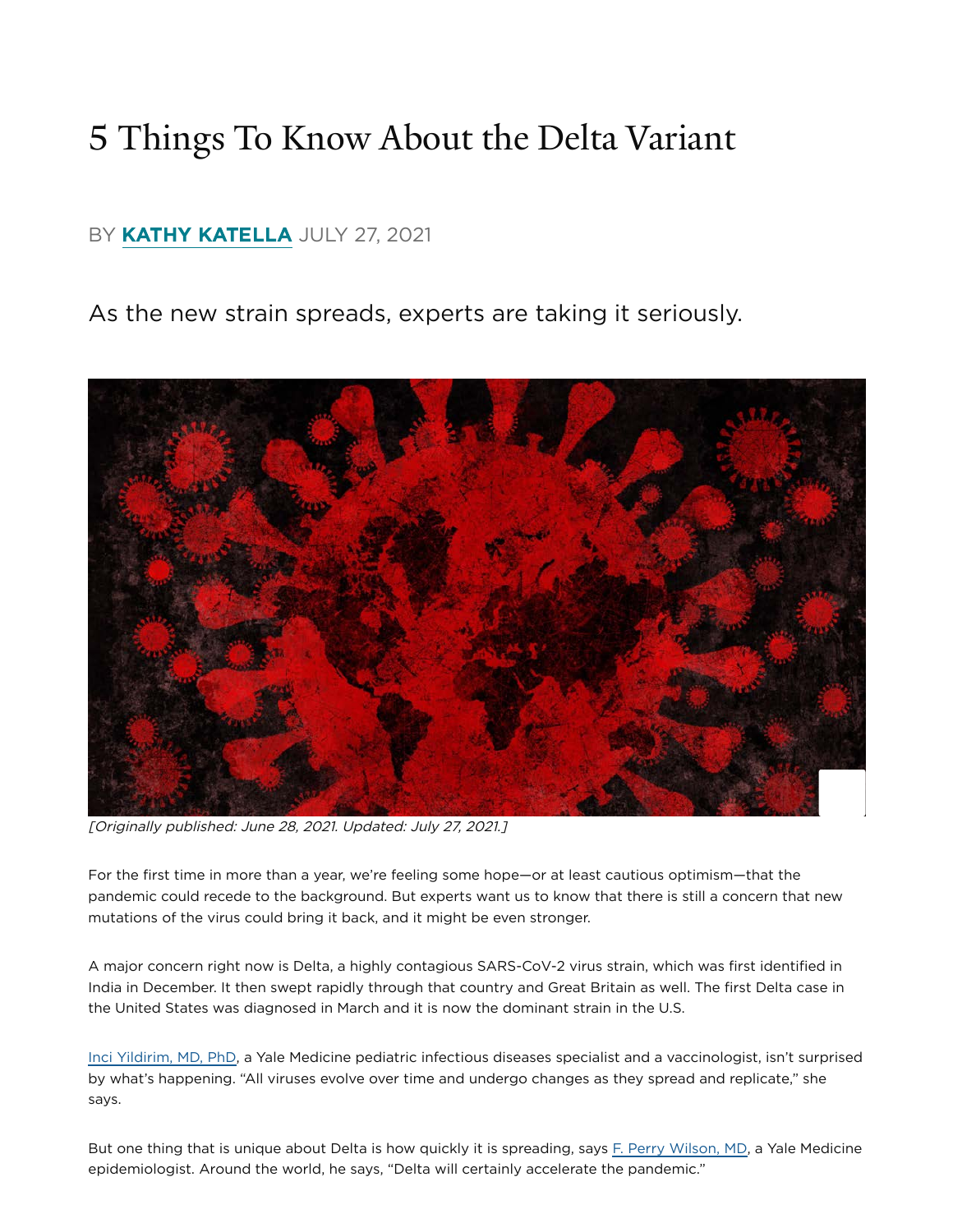# 5 Things To Know About the Delta Variant

BY **KATHY KATELLA** JULY 27, 2021

As the new strain spreads, experts are taking it seriously.

*[Originally published: June 28, 2021. Updated: July 27, 2021.]*

For the first time in more than a year, we're feeling some hope—or at least cautious optimism—that the pandemic could recede to the background. But experts want us to know that there is still a concern that new mutations of the virus could bring it back, and it might be even stronger.

A major concern right now is Delta, a highly contagious SARS-CoV-2 virus strain, which was first identified in India in December. It then swept rapidly through that country and Great Britain as well. The first Delta case in the United States was diagnosed in March and it is now the dominant strain in the U.S.

Inci Yildirim, MD, PhD, a Yale Medicine pediatric infectious diseases specialist and a vaccinologist, isn't surprised by what's happening. "All viruses evolve over time and undergo changes as they spread and replicate," she says.

But one thing that is unique about Delta is how quickly it is spreading, says F. Perry Wilson, MD, a Yale Medicine epidemiologist. Around the world, he says, "Delta will certainly accelerate the pandemic."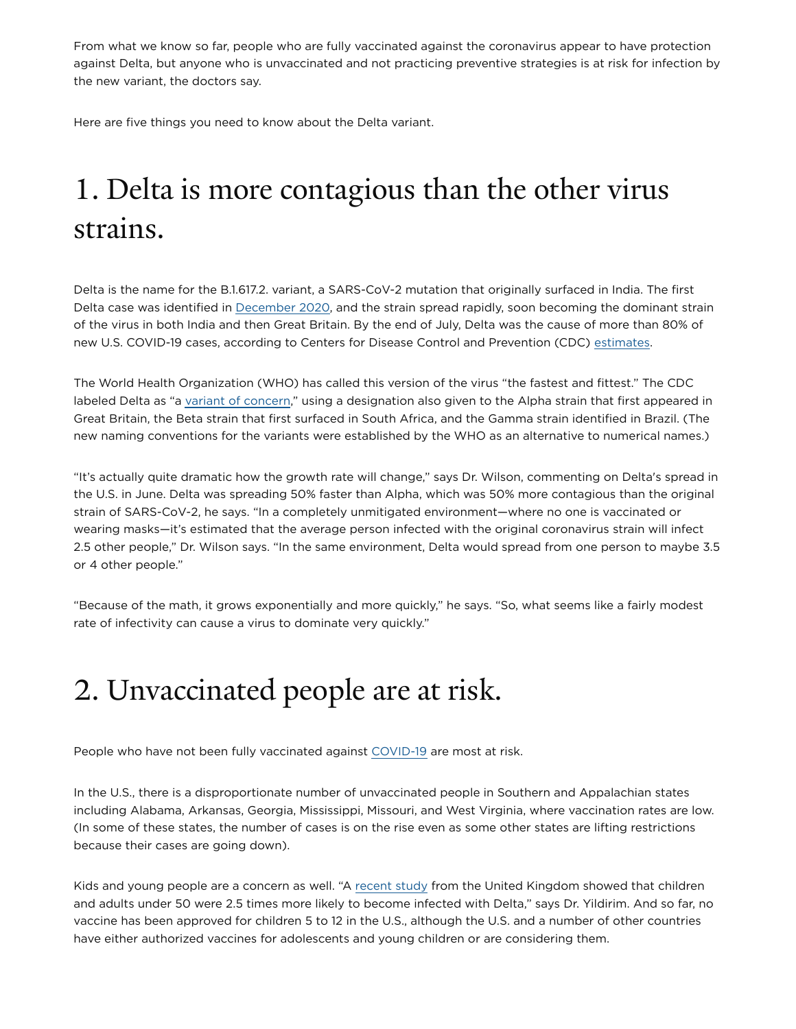From what we know so far, people who are fully vaccinated against the coronavirus appear to have protection against Delta, but anyone who is unvaccinated and not practicing preventive strategies is at risk for infection by the new variant, the doctors say.

Here are five things you need to know about the Delta variant.

# 1. Delta is more contagious than the other virus strains.

Delta is the name for the B.1.617.2. variant, a SARS-CoV-2 mutation that originally surfaced in India. The first Delta case was identified in December 2020, and the strain spread rapidly, soon becoming the dominant strain of the virus in both India and then Great Britain. By the end of July, Delta was the cause of more than 80% of new U.S. COVID-19 cases, according to Centers for Disease Control and Prevention (CDC) estimates.

The World Health Organization (WHO) has called this version of the virus "the fastest and fittest." The CDC labeled Delta as "a variant of concern," using a designation also given to the Alpha strain that first appeared in Great Britain, the Beta strain that first surfaced in South Africa, and the Gamma strain identified in Brazil. (The new naming conventions for the variants were established by the WHO as an alternative to numerical names.)

"It's actually quite dramatic how the growth rate will change," says Dr. Wilson, commenting on Delta's spread in the U.S. in June. Delta was spreading 50% faster than Alpha, which was 50% more contagious than the original strain of SARS-CoV-2, he says. "In a completely unmitigated environment—where no one is vaccinated or wearing masks—it's estimated that the average person infected with the original coronavirus strain will infect 2.5 other people," Dr. Wilson says. "In the same environment, Delta would spread from one person to maybe 3.5 or 4 other people."

"Because of the math, it grows exponentially and more quickly," he says. "So, what seems like a fairly modest rate of infectivity can cause a virus to dominate very quickly."

# 2. Unvaccinated people are at risk.

People who have not been fully vaccinated against COVID-19 are most at risk.

In the U.S., there is a disproportionate number of unvaccinated people in Southern and Appalachian states including Alabama, Arkansas, Georgia, Mississippi, Missouri, and West Virginia, where vaccination rates are low. (In some of these states, the number of cases is on the rise even as some other states are lifting restrictions because their cases are going down).

Kids and young people are a concern as well. "A recent study from the United Kingdom showed that children and adults under 50 were 2.5 times more likely to become infected with Delta," says Dr. Yildirim. And so far, no vaccine has been approved for children 5 to 12 in the U.S., although the U.S. and a number of other countries have either authorized vaccines for adolescents and young children or are considering them.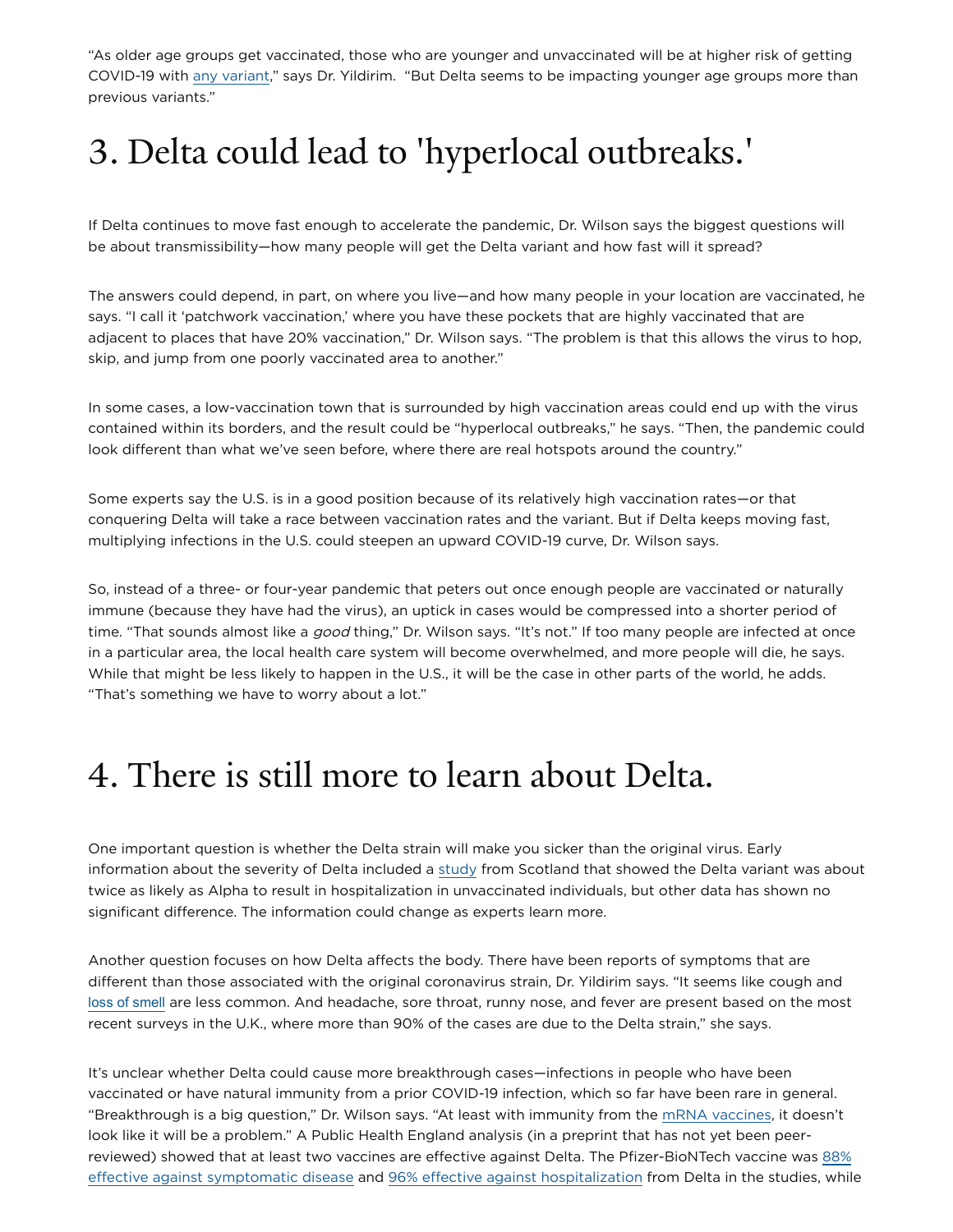"As older age groups get vaccinated, those who are younger and unvaccinated will be at higher risk of getting COVID-19 with any variant," says Dr. Yildirim. "But Delta seems to be impacting younger age groups more than previous variants."

# 3. Delta could lead to 'hyperlocal outbreaks.'

If Delta continues to move fast enough to accelerate the pandemic, Dr. Wilson says the biggest questions will be about transmissibility—how many people will get the Delta variant and how fast will it spread?

The answers could depend, in part, on where you live—and how many people in your location are vaccinated, he says. "I call it 'patchwork vaccination,' where you have these pockets that are highly vaccinated that are adjacent to places that have 20% vaccination," Dr. Wilson says. "The problem is that this allows the virus to hop, skip, and jump from one poorly vaccinated area to another."

In some cases, a low-vaccination town that is surrounded by high vaccination areas could end up with the virus contained within its borders, and the result could be "hyperlocal outbreaks," he says. "Then, the pandemic could look different than what we've seen before, where there are real hotspots around the country."

Some experts say the U.S. is in a good position because of its relatively high vaccination rates—or that conquering Delta will take a race between vaccination rates and the variant. But if Delta keeps moving fast, multiplying infections in the U.S. could steepen an upward COVID-19 curve, Dr. Wilson says.

So, instead of a three- or four-year pandemic that peters out once enough people are vaccinated or naturally immune (because they have had the virus), an uptick in cases would be compressed into a shorter period of time. "That sounds almost like a *good* thing," Dr. Wilson says. "It's not." If too many people are infected at once in a particular area, the local health care system will become overwhelmed, and more people will die, he says. While that might be less likely to happen in the U.S., it will be the case in other parts of the world, he adds. "That's something we have to worry about a lot."

# 4. There is still more to learn about Delta.

One important question is whether the Delta strain will make you sicker than the original virus. Early information about the severity of Delta included a study from Scotland that showed the Delta variant was about twice as likely as Alpha to result in hospitalization in unvaccinated individuals, but other data has shown no significant difference. The information could change as experts learn more.

Another question focuses on how Delta affects the body. There have been reports of symptoms that are different than those associated with the original coronavirus strain, Dr. Yildirim says. "It seems like cough and loss of smell are less common. And headache, sore throat, runny nose, and fever are present based on the most recent surveys in the U.K., where more than 90% of the cases are due to the Delta strain," she says.

It's unclear whether Delta could cause more breakthrough cases—infections in people who have been vaccinated or have natural immunity from a prior COVID-19 infection, which so far have been rare in general. "Breakthrough is a big question," Dr. Wilson says. "At least with immunity from the mRNA vaccines, it doesn't look like it will be a problem." A Public Health England analysis (in a preprint that has not yet been peer-reviewed) showed that at least two vaccines are effective against Delta. The Pfizer-BioNTech vaccine was 88% effective against symptomatic disease and 96% effective against hospitalization from Delta in the studies, while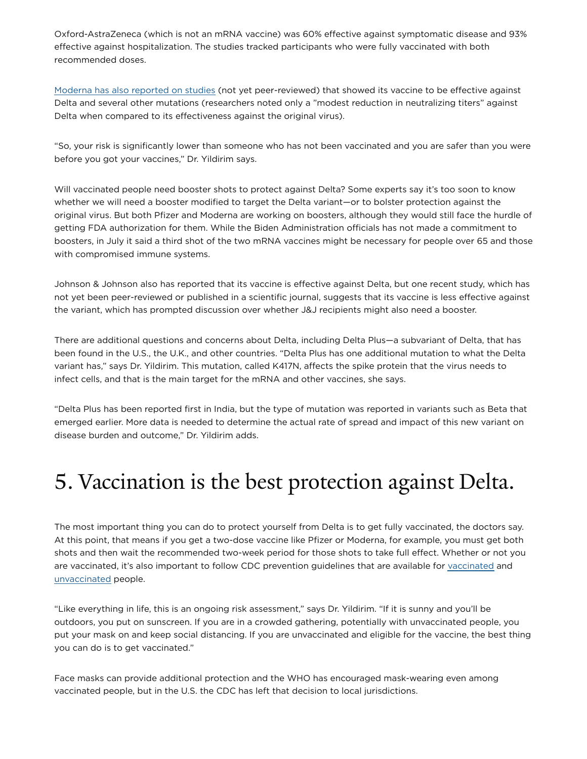Oxford-AstraZeneca (which is not an mRNA vaccine) was 60% effective against symptomatic disease and 93% effective against hospitalization. The studies tracked participants who were fully vaccinated with both recommended doses.

Moderna has also reported on studies (not yet peer-reviewed) that showed its vaccine to be effective against Delta and several other mutations (researchers noted only a "modest reduction in neutralizing titers" against Delta when compared to its effectiveness against the original virus).

"So, your risk is significantly lower than someone who has not been vaccinated and you are safer than you were before you got your vaccines," Dr. Yildirim says.

Will vaccinated people need booster shots to protect against Delta? Some experts say it's too soon to know whether we will need a booster modified to target the Delta variant—or to bolster protection against the original virus. But both Pfizer and Moderna are working on boosters, although they would still face the hurdle of getting FDA authorization for them. While the Biden Administration officials has not made a commitment to boosters, in July it said a third shot of the two mRNA vaccines might be necessary for people over 65 and those with compromised immune systems.

Johnson & Johnson also has reported that its vaccine is effective against Delta, but one recent study, which has not yet been peer-reviewed or published in a scientific journal, suggests that its vaccine is less effective against the variant, which has prompted discussion over whether J&J recipients might also need a booster.

There are additional questions and concerns about Delta, including Delta Plus—a subvariant of Delta, that has been found in the U.S., the U.K., and other countries. "Delta Plus has one additional mutation to what the Delta variant has," says Dr. Yildirim. This mutation, called K417N, affects the spike protein that the virus needs to infect cells, and that is the main target for the mRNA and other vaccines, she says.

"Delta Plus has been reported first in India, but the type of mutation was reported in variants such as Beta that emerged earlier. More data is needed to determine the actual rate of spread and impact of this new variant on disease burden and outcome," Dr. Yildirim adds.

# 5. Vaccination is the best protection against Delta.

The most important thing you can do to protect yourself from Delta is to get fully vaccinated, the doctors say. At this point, that means if you get a two-dose vaccine like Pfizer or Moderna, for example, you must get both shots and then wait the recommended two-week period for those shots to take full effect. Whether or not you are vaccinated, it's also important to follow CDC prevention guidelines that are available for vaccinated and unvaccinated people.

"Like everything in life, this is an ongoing risk assessment," says Dr. Yildirim. "If it is sunny and you'll be outdoors, you put on sunscreen. If you are in a crowded gathering, potentially with unvaccinated people, you put your mask on and keep social distancing. If you are unvaccinated and eligible for the vaccine, the best thing you can do is to get vaccinated."

Face masks can provide additional protection and the WHO has encouraged mask-wearing even among vaccinated people, but in the U.S. the CDC has left that decision to local jurisdictions.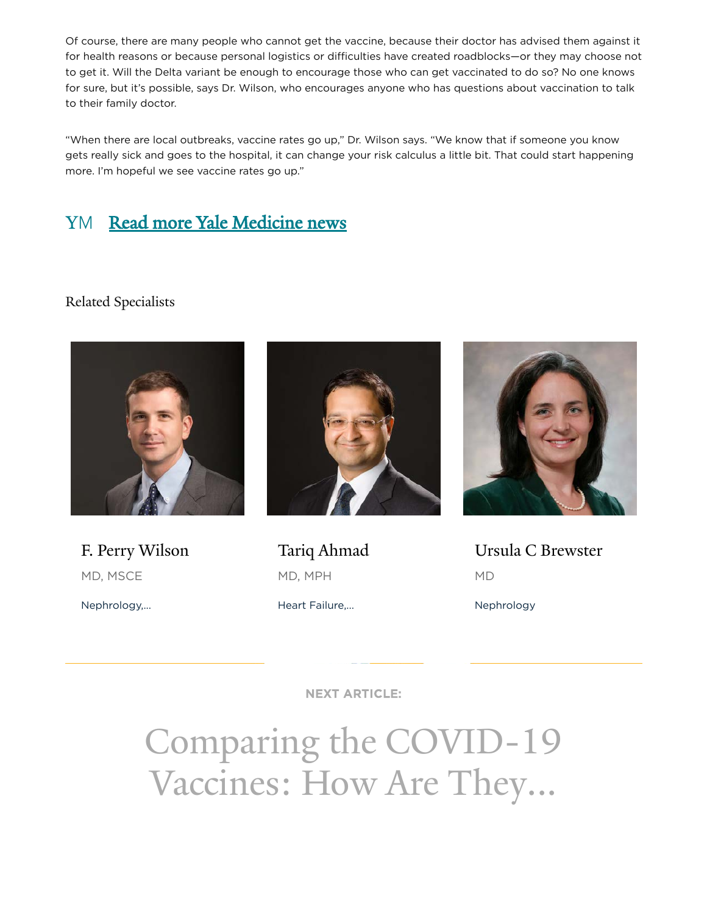Of course, there are many people who cannot get the vaccine, because their doctor has advised them against it for health reasons or because personal logistics or difficulties have created roadblocks—or they may choose not to get it. Will the Delta variant be enough to encourage those who can get vaccinated to do so? No one knows for sure, but it's possible, says Dr. Wilson, who encourages anyone who has questions about vaccination to talk to their family doctor.

"When there are local outbreaks, vaccine rates go up," Dr. Wilson says. "We know that if someone you know gets really sick and goes to the hospital, it can change your risk calculus a little bit. That could start happening more. I'm hopeful we see vaccine rates go up."

YM **Read more Yale Medicine news**

## Related Specialists

**F. Perry Wilson**
MD, MSCE
Nephrology,...

**Tariq Ahmad**
MD, MPH
Heart Failure,...

**Ursula C Brewster**
MD
Nephrology

NEXT ARTICLE:

## Comparing the COVID-19 Vaccines: How Are They...